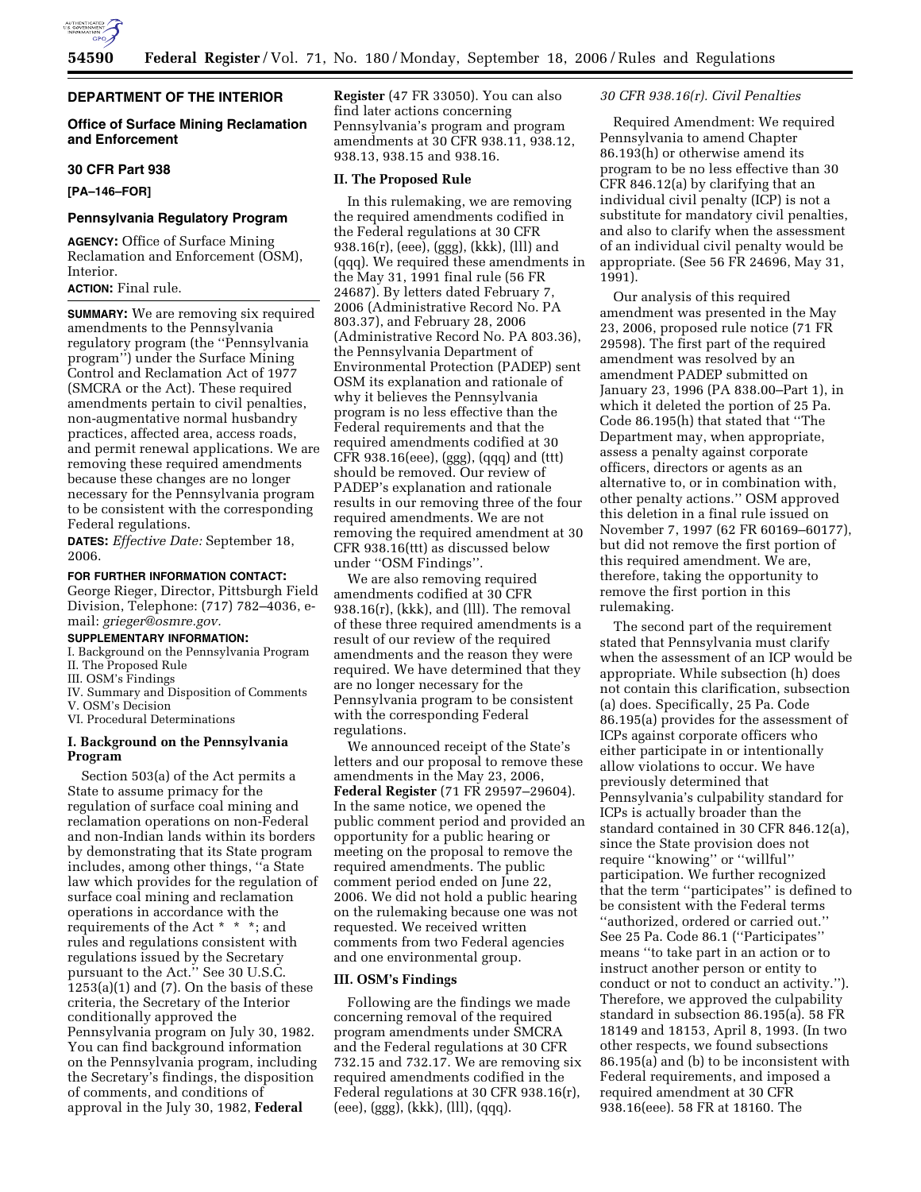**DEPARTMENT OF THE INTERIOR**

**Office of Surface Mining Reclamation and Enforcement**

**30 CFR Part 938**

**[PA–146–FOR]**

**Pennsylvania Regulatory Program**

**AGENCY:** Office of Surface Mining Reclamation and Enforcement (OSM), Interior.

**ACTION:** Final rule.

**SUMMARY:** We are removing six required amendments to the Pennsylvania regulatory program (the ''Pennsylvania program'') under the Surface Mining Control and Reclamation Act of 1977 (SMCRA or the Act). These required amendments pertain to civil penalties, non-augmentative normal husbandry practices, affected area, access roads, and permit renewal applications. We are removing these required amendments because these changes are no longer necessary for the Pennsylvania program to be consistent with the corresponding Federal regulations.

**DATES:** *Effective Date:* September 18, 2006.

**FOR FURTHER INFORMATION CONTACT:** George Rieger, Director, Pittsburgh Field Division, Telephone: (717) 782–4036, e-mail: *grieger@osmre.gov.*

**SUPPLEMENTARY INFORMATION:**

I. Background on the Pennsylvania Program
II. The Proposed Rule
III. OSM's Findings
IV. Summary and Disposition of Comments
V. OSM's Decision
VI. Procedural Determinations

## I. Background on the Pennsylvania Program

Section 503(a) of the Act permits a State to assume primacy for the regulation of surface coal mining and reclamation operations on non-Federal and non-Indian lands within its borders by demonstrating that its State program includes, among other things, ''a State law which provides for the regulation of surface coal mining and reclamation operations in accordance with the requirements of the Act * * *; and rules and regulations consistent with regulations issued by the Secretary pursuant to the Act.'' See 30 U.S.C. 1253(a)(1) and (7). On the basis of these criteria, the Secretary of the Interior conditionally approved the Pennsylvania program on July 30, 1982. You can find background information on the Pennsylvania program, including the Secretary's findings, the disposition of comments, and conditions of approval in the July 30, 1982, **Federal Register** (47 FR 33050). You can also find later actions concerning Pennsylvania's program and program amendments at 30 CFR 938.11, 938.12, 938.13, 938.15 and 938.16.

## II. The Proposed Rule

In this rulemaking, we are removing the required amendments codified in the Federal regulations at 30 CFR 938.16(r), (eee), (ggg), (kkk), (lll) and (qqq). We required these amendments in the May 31, 1991 final rule (56 FR 24687). By letters dated February 7, 2006 (Administrative Record No. PA 803.37), and February 28, 2006 (Administrative Record No. PA 803.36), the Pennsylvania Department of Environmental Protection (PADEP) sent OSM its explanation and rationale of why it believes the Pennsylvania program is no less effective than the Federal requirements and that the required amendments codified at 30 CFR 938.16(eee), (ggg), (qqq) and (ttt) should be removed. Our review of PADEP's explanation and rationale results in our removing three of the four required amendments. We are not removing the required amendment at 30 CFR 938.16(ttt) as discussed below under ''OSM Findings''.

We are also removing required amendments codified at 30 CFR 938.16(r), (kkk), and (lll). The removal of these three required amendments is a result of our review of the required amendments and the reason they were required. We have determined that they are no longer necessary for the Pennsylvania program to be consistent with the corresponding Federal regulations.

We announced receipt of the State's letters and our proposal to remove these amendments in the May 23, 2006, **Federal Register** (71 FR 29597–29604). In the same notice, we opened the public comment period and provided an opportunity for a public hearing or meeting on the proposal to remove the required amendments. The public comment period ended on June 22, 2006. We did not hold a public hearing on the rulemaking because one was not requested. We received written comments from two Federal agencies and one environmental group.

## III. OSM's Findings

Following are the findings we made concerning removal of the required program amendments under SMCRA and the Federal regulations at 30 CFR 732.15 and 732.17. We are removing six required amendments codified in the Federal regulations at 30 CFR 938.16(r), (eee), (ggg), (kkk), (lll), (qqq).

*30 CFR 938.16(r). Civil Penalties*

Required Amendment: We required Pennsylvania to amend Chapter 86.193(h) or otherwise amend its program to be no less effective than 30 CFR 846.12(a) by clarifying that an individual civil penalty (ICP) is not a substitute for mandatory civil penalties, and also to clarify when the assessment of an individual civil penalty would be appropriate. (See 56 FR 24696, May 31, 1991).

Our analysis of this required amendment was presented in the May 23, 2006, proposed rule notice (71 FR 29598). The first part of the required amendment was resolved by an amendment PADEP submitted on January 23, 1996 (PA 838.00–Part 1), in which it deleted the portion of 25 Pa. Code 86.195(h) that stated that ''The Department may, when appropriate, assess a penalty against corporate officers, directors or agents as an alternative to, or in combination with, other penalty actions.'' OSM approved this deletion in a final rule issued on November 7, 1997 (62 FR 60169–60177), but did not remove the first portion of this required amendment. We are, therefore, taking the opportunity to remove the first portion in this rulemaking.

The second part of the requirement stated that Pennsylvania must clarify when the assessment of an ICP would be appropriate. While subsection (h) does not contain this clarification, subsection (a) does. Specifically, 25 Pa. Code 86.195(a) provides for the assessment of ICPs against corporate officers who either participate in or intentionally allow violations to occur. We have previously determined that Pennsylvania's culpability standard for ICPs is actually broader than the standard contained in 30 CFR 846.12(a), since the State provision does not require ''knowing'' or ''willful'' participation. We further recognized that the term ''participates'' is defined to be consistent with the Federal terms ''authorized, ordered or carried out.'' See 25 Pa. Code 86.1 (''Participates'' means ''to take part in an action or to instruct another person or entity to conduct or not to conduct an activity.''). Therefore, we approved the culpability standard in subsection 86.195(a). 58 FR 18149 and 18153, April 8, 1993. (In two other respects, we found subsections 86.195(a) and (b) to be inconsistent with Federal requirements, and imposed a required amendment at 30 CFR 938.16(eee). 58 FR at 18160. The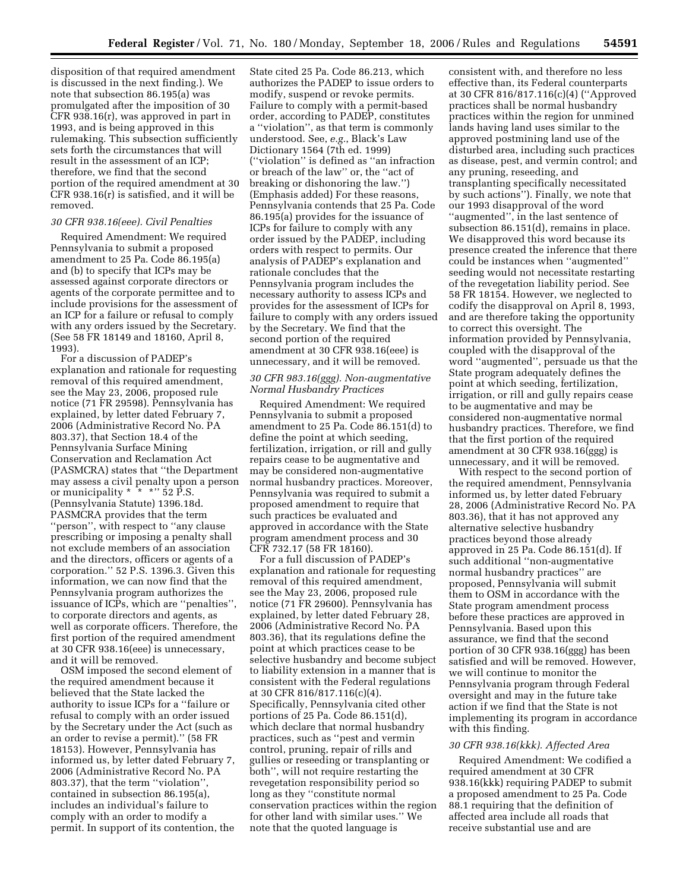disposition of that required amendment is discussed in the next finding.). We note that subsection 86.195(a) was promulgated after the imposition of 30 CFR 938.16(r), was approved in part in 1993, and is being approved in this rulemaking. This subsection sufficiently sets forth the circumstances that will result in the assessment of an ICP; therefore, we find that the second portion of the required amendment at 30 CFR 938.16(r) is satisfied, and it will be removed.

### *30 CFR 938.16(eee). Civil Penalties*

Required Amendment: We required Pennsylvania to submit a proposed amendment to 25 Pa. Code 86.195(a) and (b) to specify that ICPs may be assessed against corporate directors or agents of the corporate permittee and to include provisions for the assessment of an ICP for a failure or refusal to comply with any orders issued by the Secretary. (See 58 FR 18149 and 18160, April 8, 1993).

For a discussion of PADEP's explanation and rationale for requesting removal of this required amendment, see the May 23, 2006, proposed rule notice (71 FR 29598). Pennsylvania has explained, by letter dated February 7, 2006 (Administrative Record No. PA 803.37), that Section 18.4 of the Pennsylvania Surface Mining Conservation and Reclamation Act (PASMCRA) states that "the Department may assess a civil penalty upon a person or municipality * * *" 52 P.S. (Pennsylvania Statute) 1396.18d. PASMCRA provides that the term "person", with respect to "any clause prescribing or imposing a penalty shall not exclude members of an association and the directors, officers or agents of a corporation." 52 P.S. 1396.3. Given this information, we can now find that the Pennsylvania program authorizes the issuance of ICPs, which are "penalties", to corporate directors and agents, as well as corporate officers. Therefore, the first portion of the required amendment at 30 CFR 938.16(eee) is unnecessary, and it will be removed.

OSM imposed the second element of the required amendment because it believed that the State lacked the authority to issue ICPs for a "failure or refusal to comply with an order issued by the Secretary under the Act (such as an order to revise a permit)." (58 FR 18153). However, Pennsylvania has informed us, by letter dated February 7, 2006 (Administrative Record No. PA 803.37), that the term "violation", contained in subsection 86.195(a), includes an individual's failure to comply with an order to modify a permit. In support of its contention, the State cited 25 Pa. Code 86.213, which authorizes the PADEP to issue orders to modify, suspend or revoke permits. Failure to comply with a permit-based order, according to PADEP, constitutes a "violation", as that term is commonly understood. See, *e.g.*, Black's Law Dictionary 1564 (7th ed. 1999) ("violation" is defined as "an infraction or breach of the law" or, the "act of breaking or dishonoring the law.") (Emphasis added) For these reasons, Pennsylvania contends that 25 Pa. Code 86.195(a) provides for the issuance of ICPs for failure to comply with any order issued by the PADEP, including orders with respect to permits. Our analysis of PADEP's explanation and rationale concludes that the Pennsylvania program includes the necessary authority to assess ICPs and provides for the assessment of ICPs for failure to comply with any orders issued by the Secretary. We find that the second portion of the required amendment at 30 CFR 938.16(eee) is unnecessary, and it will be removed.

### *30 CFR 983.16(ggg). Non-augmentative Normal Husbandry Practices*

Required Amendment: We required Pennsylvania to submit a proposed amendment to 25 Pa. Code 86.151(d) to define the point at which seeding, fertilization, irrigation, or rill and gully repairs cease to be augmentative and may be considered non-augmentative normal husbandry practices. Moreover, Pennsylvania was required to submit a proposed amendment to require that such practices be evaluated and approved in accordance with the State program amendment process and 30 CFR 732.17 (58 FR 18160).

For a full discussion of PADEP's explanation and rationale for requesting removal of this required amendment, see the May 23, 2006, proposed rule notice (71 FR 29600). Pennsylvania has explained, by letter dated February 28, 2006 (Administrative Record No. PA 803.36), that its regulations define the point at which practices cease to be selective husbandry and become subject to liability extension in a manner that is consistent with the Federal regulations at 30 CFR 816/817.116(c)(4). Specifically, Pennsylvania cited other portions of 25 Pa. Code 86.151(d), which declare that normal husbandry practices, such as "pest and vermin control, pruning, repair of rills and gullies or reseeding or transplanting or both", will not require restarting the revegetation responsibility period so long as they "constitute normal conservation practices within the region for other land with similar uses." We note that the quoted language is consistent with, and therefore no less effective than, its Federal counterparts at 30 CFR 816/817.116(c)(4) ("Approved practices shall be normal husbandry practices within the region for unmined lands having land uses similar to the approved postmining land use of the disturbed area, including such practices as disease, pest, and vermin control; and any pruning, reseeding, and transplanting specifically necessitated by such actions"). Finally, we note that our 1993 disapproval of the word "augmented", in the last sentence of subsection 86.151(d), remains in place. We disapproved this word because its presence created the inference that there could be instances when "augmented" seeding would not necessitate restarting of the revegetation liability period. See 58 FR 18154. However, we neglected to codify the disapproval on April 8, 1993, and are therefore taking the opportunity to correct this oversight. The information provided by Pennsylvania, coupled with the disapproval of the word "augmented", persuade us that the State program adequately defines the point at which seeding, fertilization, irrigation, or rill and gully repairs cease to be augmentative and may be considered non-augmentative normal husbandry practices. Therefore, we find that the first portion of the required amendment at 30 CFR 938.16(ggg) is unnecessary, and it will be removed.

With respect to the second portion of the required amendment, Pennsylvania informed us, by letter dated February 28, 2006 (Administrative Record No. PA 803.36), that it has not approved any alternative selective husbandry practices beyond those already approved in 25 Pa. Code 86.151(d). If such additional "non-augmentative normal husbandry practices" are proposed, Pennsylvania will submit them to OSM in accordance with the State program amendment process before these practices are approved in Pennsylvania. Based upon this assurance, we find that the second portion of 30 CFR 938.16(ggg) has been satisfied and will be removed. However, we will continue to monitor the Pennsylvania program through Federal oversight and may in the future take action if we find that the State is not implementing its program in accordance with this finding.

### *30 CFR 938.16(kkk). Affected Area*

Required Amendment: We codified a required amendment at 30 CFR 938.16(kkk) requiring PADEP to submit a proposed amendment to 25 Pa. Code 88.1 requiring that the definition of affected area include all roads that receive substantial use and are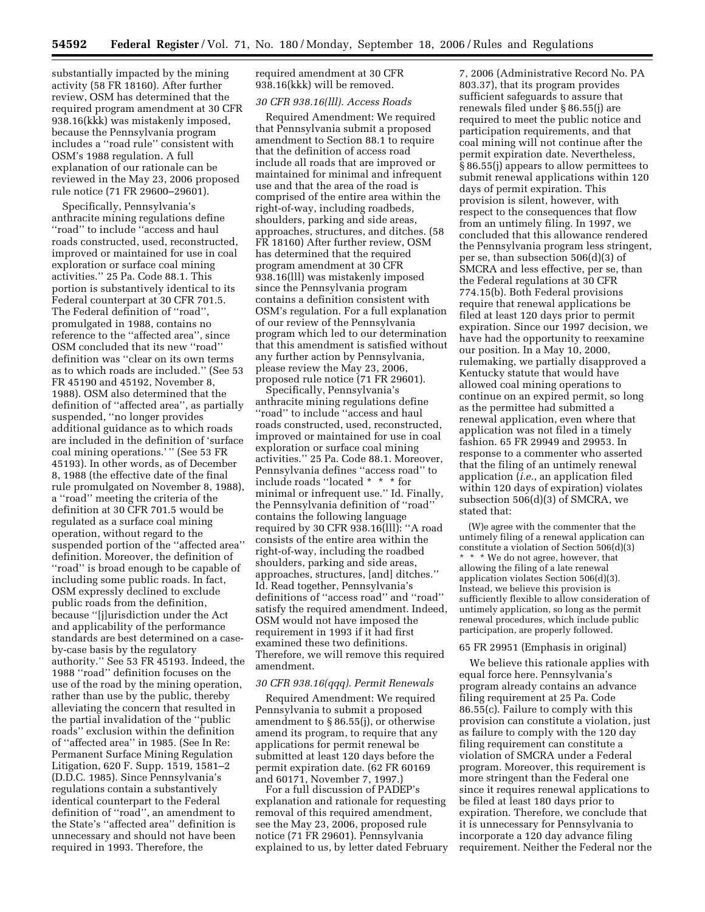substantially impacted by the mining activity (58 FR 18160). After further review, OSM has determined that the required program amendment at 30 CFR 938.16(kkk) was mistakenly imposed, because the Pennsylvania program includes a ''road rule'' consistent with OSM's 1988 regulation. A full explanation of our rationale can be reviewed in the May 23, 2006 proposed rule notice (71 FR 29600–29601).

Specifically, Pennsylvania's anthracite mining regulations define ''road'' to include ''access and haul roads constructed, used, reconstructed, improved or maintained for use in coal exploration or surface coal mining activities.'' 25 Pa. Code 88.1. This portion is substantively identical to its Federal counterpart at 30 CFR 701.5. The Federal definition of ''road'', promulgated in 1988, contains no reference to the ''affected area'', since OSM concluded that its new ''road'' definition was ''clear on its own terms as to which roads are included.'' (See 53 FR 45190 and 45192, November 8, 1988). OSM also determined that the definition of ''affected area'', as partially suspended, ''no longer provides additional guidance as to which roads are included in the definition of 'surface coal mining operations.' '' (See 53 FR 45193). In other words, as of December 8, 1988 (the effective date of the final rule promulgated on November 8, 1988), a ''road'' meeting the criteria of the definition at 30 CFR 701.5 would be regulated as a surface coal mining operation, without regard to the suspended portion of the ''affected area'' definition. Moreover, the definition of ''road'' is broad enough to be capable of including some public roads. In fact, OSM expressly declined to exclude public roads from the definition, because ''[j]urisdiction under the Act and applicability of the performance standards are best determined on a case-by-case basis by the regulatory authority.'' See 53 FR 45193. Indeed, the 1988 ''road'' definition focuses on the use of the road by the mining operation, rather than use by the public, thereby alleviating the concern that resulted in the partial invalidation of the ''public roads'' exclusion within the definition of ''affected area'' in 1985. (See In Re: Permanent Surface Mining Regulation Litigation, 620 F. Supp. 1519, 1581–2 (D.D.C. 1985). Since Pennsylvania's regulations contain a substantively identical counterpart to the Federal definition of ''road'', an amendment to the State's ''affected area'' definition is unnecessary and should not have been required in 1993. Therefore, the required amendment at 30 CFR 938.16(kkk) will be removed.

*30 CFR 938.16(lll). Access Roads*

Required Amendment: We required that Pennsylvania submit a proposed amendment to Section 88.1 to require that the definition of access road include all roads that are improved or maintained for minimal and infrequent use and that the area of the road is comprised of the entire area within the right-of-way, including roadbeds, shoulders, parking and side areas, approaches, structures, and ditches. (58 FR 18160) After further review, OSM has determined that the required program amendment at 30 CFR 938.16(lll) was mistakenly imposed since the Pennsylvania program contains a definition consistent with OSM's regulation. For a full explanation of our review of the Pennsylvania program which led to our determination that this amendment is satisfied without any further action by Pennsylvania, please review the May 23, 2006, proposed rule notice (71 FR 29601).

Specifically, Pennsylvania's anthracite mining regulations define ''road'' to include ''access and haul roads constructed, used, reconstructed, improved or maintained for use in coal exploration or surface coal mining activities.'' 25 Pa. Code 88.1. Moreover, Pennsylvania defines ''access road'' to include roads ''located * * * for minimal or infrequent use.'' Id. Finally, the Pennsylvania definition of ''road'' contains the following language required by 30 CFR 938.16(lll): ''A road consists of the entire area within the right-of-way, including the roadbed shoulders, parking and side areas, approaches, structures, [and] ditches.'' Id. Read together, Pennsylvania's definitions of ''access road'' and ''road'' satisfy the required amendment. Indeed, OSM would not have imposed the requirement in 1993 if it had first examined these two definitions. Therefore, we will remove this required amendment.

*30 CFR 938.16(qqq). Permit Renewals*

Required Amendment: We required Pennsylvania to submit a proposed amendment to § 86.55(j), or otherwise amend its program, to require that any applications for permit renewal be submitted at least 120 days before the permit expiration date. (62 FR 60169 and 60171, November 7, 1997.)

For a full discussion of PADEP's explanation and rationale for requesting removal of this required amendment, see the May 23, 2006, proposed rule notice (71 FR 29601). Pennsylvania explained to us, by letter dated February 7, 2006 (Administrative Record No. PA 803.37), that its program provides sufficient safeguards to assure that renewals filed under § 86.55(j) are required to meet the public notice and participation requirements, and that coal mining will not continue after the permit expiration date. Nevertheless, § 86.55(j) appears to allow permittees to submit renewal applications within 120 days of permit expiration. This provision is silent, however, with respect to the consequences that flow from an untimely filing. In 1997, we concluded that this allowance rendered the Pennsylvania program less stringent, per se, than subsection 506(d)(3) of SMCRA and less effective, per se, than the Federal regulations at 30 CFR 774.15(b). Both Federal provisions require that renewal applications be filed at least 120 days prior to permit expiration. Since our 1997 decision, we have had the opportunity to reexamine our position. In a May 10, 2000, rulemaking, we partially disapproved a Kentucky statute that would have allowed coal mining operations to continue on an expired permit, so long as the permittee had submitted a renewal application, even where that application was not filed in a timely fashion. 65 FR 29949 and 29953. In response to a commenter who asserted that the filing of an untimely renewal application (*i.e.*, an application filed within 120 days of expiration) violates subsection 506(d)(3) of SMCRA, we stated that:

> (W)e agree with the commenter that the untimely filing of a renewal application can constitute a violation of Section 506(d)(3) * * * We do not agree, however, that allowing the filing of a late renewal application violates Section 506(d)(3). Instead, we believe this provision is sufficiently flexible to allow consideration of untimely application, so long as the permit renewal procedures, which include public participation, are properly followed.

65 FR 29951 (Emphasis in original)

We believe this rationale applies with equal force here. Pennsylvania's program already contains an advance filing requirement at 25 Pa. Code 86.55(c). Failure to comply with this provision can constitute a violation, just as failure to comply with the 120 day filing requirement can constitute a violation of SMCRA under a Federal program. Moreover, this requirement is more stringent than the Federal one since it requires renewal applications to be filed at least 180 days prior to expiration. Therefore, we conclude that it is unnecessary for Pennsylvania to incorporate a 120 day advance filing requirement. Neither the Federal nor the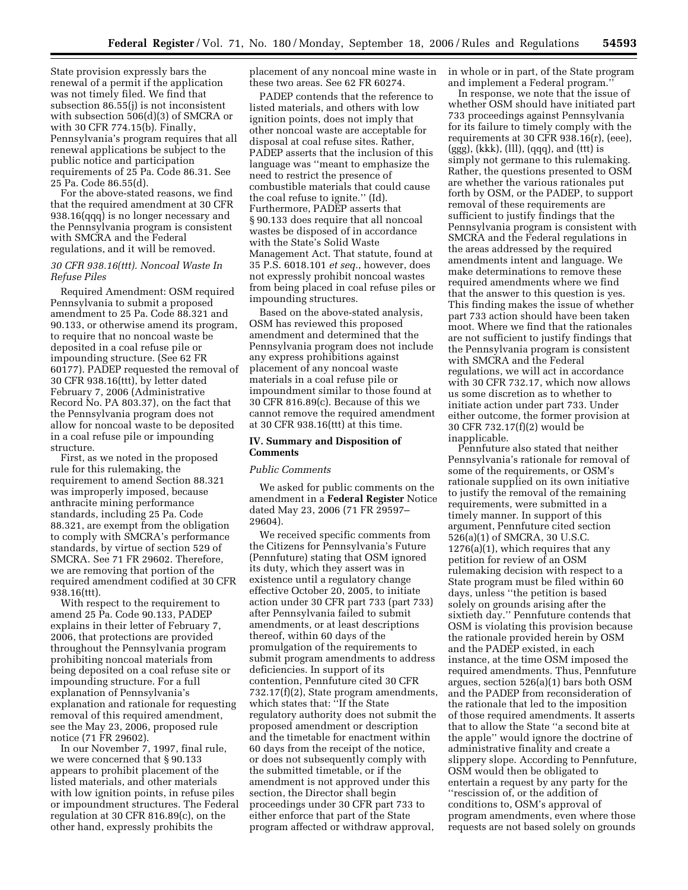State provision expressly bars the renewal of a permit if the application was not timely filed. We find that subsection 86.55(j) is not inconsistent with subsection 506(d)(3) of SMCRA or with 30 CFR 774.15(b). Finally, Pennsylvania's program requires that all renewal applications be subject to the public notice and participation requirements of 25 Pa. Code 86.31. See 25 Pa. Code 86.55(d).

For the above-stated reasons, we find that the required amendment at 30 CFR 938.16(qqq) is no longer necessary and the Pennsylvania program is consistent with SMCRA and the Federal regulations, and it will be removed.

### *30 CFR 938.16(ttt). Noncoal Waste In Refuse Piles*

Required Amendment: OSM required Pennsylvania to submit a proposed amendment to 25 Pa. Code 88.321 and 90.133, or otherwise amend its program, to require that no noncoal waste be deposited in a coal refuse pile or impounding structure. (See 62 FR 60177). PADEP requested the removal of 30 CFR 938.16(ttt), by letter dated February 7, 2006 (Administrative Record No. PA 803.37), on the fact that the Pennsylvania program does not allow for noncoal waste to be deposited in a coal refuse pile or impounding structure.

First, as we noted in the proposed rule for this rulemaking, the requirement to amend Section 88.321 was improperly imposed, because anthracite mining performance standards, including 25 Pa. Code 88.321, are exempt from the obligation to comply with SMCRA's performance standards, by virtue of section 529 of SMCRA. See 71 FR 29602. Therefore, we are removing that portion of the required amendment codified at 30 CFR 938.16(ttt).

With respect to the requirement to amend 25 Pa. Code 90.133, PADEP explains in their letter of February 7, 2006, that protections are provided throughout the Pennsylvania program prohibiting noncoal materials from being deposited on a coal refuse site or impounding structure. For a full explanation of Pennsylvania's explanation and rationale for requesting removal of this required amendment, see the May 23, 2006, proposed rule notice (71 FR 29602).

In our November 7, 1997, final rule, we were concerned that § 90.133 appears to prohibit placement of the listed materials, and other materials with low ignition points, in refuse piles or impoundment structures. The Federal regulation at 30 CFR 816.89(c), on the other hand, expressly prohibits the placement of any noncoal mine waste in these two areas. See 62 FR 60274.

PADEP contends that the reference to listed materials, and others with low ignition points, does not imply that other noncoal waste are acceptable for disposal at coal refuse sites. Rather, PADEP asserts that the inclusion of this language was ''meant to emphasize the need to restrict the presence of combustible materials that could cause the coal refuse to ignite.'' (Id). Furthermore, PADEP asserts that § 90.133 does require that all noncoal wastes be disposed of in accordance with the State's Solid Waste Management Act. That statute, found at 35 P.S. 6018.101 *et seq.*, however, does not expressly prohibit noncoal wastes from being placed in coal refuse piles or impounding structures.

Based on the above-stated analysis, OSM has reviewed this proposed amendment and determined that the Pennsylvania program does not include any express prohibitions against placement of any noncoal waste materials in a coal refuse pile or impoundment similar to those found at 30 CFR 816.89(c). Because of this we cannot remove the required amendment at 30 CFR 938.16(ttt) at this time.

## IV. Summary and Disposition of Comments

### *Public Comments*

We asked for public comments on the amendment in a **Federal Register** Notice dated May 23, 2006 (71 FR 29597–29604).

We received specific comments from the Citizens for Pennsylvania's Future (Pennfuture) stating that OSM ignored its duty, which they assert was in existence until a regulatory change effective October 20, 2005, to initiate action under 30 CFR part 733 (part 733) after Pennsylvania failed to submit amendments, or at least descriptions thereof, within 60 days of the promulgation of the requirements to submit program amendments to address deficiencies. In support of its contention, Pennfuture cited 30 CFR 732.17(f)(2), State program amendments, which states that: ''If the State regulatory authority does not submit the proposed amendment or description and the timetable for enactment within 60 days from the receipt of the notice, or does not subsequently comply with the submitted timetable, or if the amendment is not approved under this section, the Director shall begin proceedings under 30 CFR part 733 to either enforce that part of the State program affected or withdraw approval, in whole or in part, of the State program and implement a Federal program.''

In response, we note that the issue of whether OSM should have initiated part 733 proceedings against Pennsylvania for its failure to timely comply with the requirements at 30 CFR 938.16(r), (eee), (ggg), (kkk), (lll), (qqq), and (ttt) is simply not germane to this rulemaking. Rather, the questions presented to OSM are whether the various rationales put forth by OSM, or the PADEP, to support removal of these requirements are sufficient to justify findings that the Pennsylvania program is consistent with SMCRA and the Federal regulations in the areas addressed by the required amendments intent and language. We make determinations to remove these required amendments where we find that the answer to this question is yes. This finding makes the issue of whether part 733 action should have been taken moot. Where we find that the rationales are not sufficient to justify findings that the Pennsylvania program is consistent with SMCRA and the Federal regulations, we will act in accordance with 30 CFR 732.17, which now allows us some discretion as to whether to initiate action under part 733. Under either outcome, the former provision at 30 CFR 732.17(f)(2) would be inapplicable.

Pennfuture also stated that neither Pennsylvania's rationale for removal of some of the requirements, or OSM's rationale supplied on its own initiative to justify the removal of the remaining requirements, were submitted in a timely manner. In support of this argument, Pennfuture cited section 526(a)(1) of SMCRA, 30 U.S.C. 1276(a)(1), which requires that any petition for review of an OSM rulemaking decision with respect to a State program must be filed within 60 days, unless ''the petition is based solely on grounds arising after the sixtieth day.'' Pennfuture contends that OSM is violating this provision because the rationale provided herein by OSM and the PADEP existed, in each instance, at the time OSM imposed the required amendments. Thus, Pennfuture argues, section 526(a)(1) bars both OSM and the PADEP from reconsideration of the rationale that led to the imposition of those required amendments. It asserts that to allow the State ''a second bite at the apple'' would ignore the doctrine of administrative finality and create a slippery slope. According to Pennfuture, OSM would then be obligated to entertain a request by any party for the ''rescission of, or the addition of conditions to, OSM's approval of program amendments, even where those requests are not based solely on grounds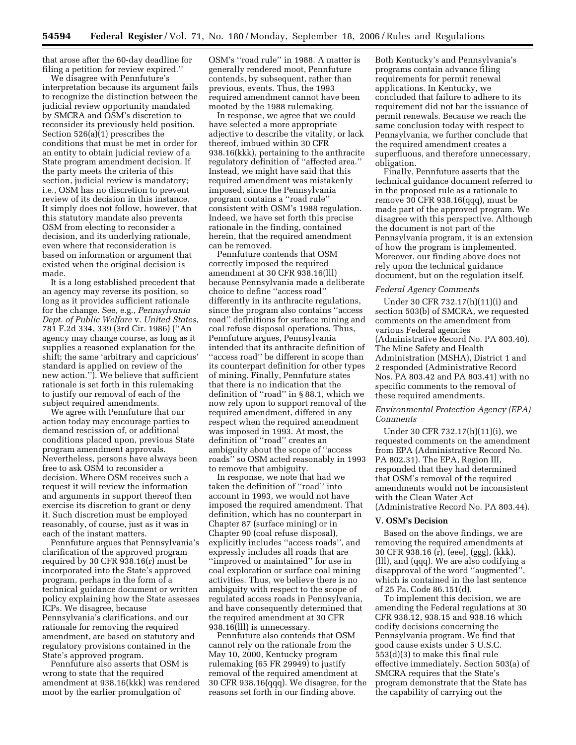that arose after the 60-day deadline for filing a petition for review expired.''

We disagree with Pennfuture's interpretation because its argument fails to recognize the distinction between the judicial review opportunity mandated by SMCRA and OSM's discretion to reconsider its previously held position. Section 526(a)(1) prescribes the conditions that must be met in order for an entity to obtain judicial review of a State program amendment decision. If the party meets the criteria of this section, judicial review is mandatory; i.e., OSM has no discretion to prevent review of its decision in this instance. It simply does not follow, however, that this statutory mandate also prevents OSM from electing to reconsider a decision, and its underlying rationale, even where that reconsideration is based on information or argument that existed when the original decision is made.

It is a long established precedent that an agency may reverse its position, so long as it provides sufficient rationale for the change. See, e.g., *Pennsylvania Dept. of Public Welfare* v. *United States*, 781 F.2d 334, 339 (3rd Cir. 1986) (''An agency may change course, as long as it supplies a reasoned explanation for the shift; the same 'arbitrary and capricious' standard is applied on review of the new action.''). We believe that sufficient rationale is set forth in this rulemaking to justify our removal of each of the subject required amendments.

We agree with Pennfuture that our action today may encourage parties to demand rescission of, or additional conditions placed upon, previous State program amendment approvals. Nevertheless, persons have always been free to ask OSM to reconsider a decision. Where OSM receives such a request it will review the information and arguments in support thereof then exercise its discretion to grant or deny it. Such discretion must be employed reasonably, of course, just as it was in each of the instant matters.

Pennfuture argues that Pennsylvania's clarification of the approved program required by 30 CFR 938.16(r) must be incorporated into the State's approved program, perhaps in the form of a technical guidance document or written policy explaining how the State assesses ICPs. We disagree, because Pennsylvania's clarifications, and our rationale for removing the required amendment, are based on statutory and regulatory provisions contained in the State's approved program.

Pennfuture also asserts that OSM is wrong to state that the required amendment at 938.16(kkk) was rendered moot by the earlier promulgation of OSM's ''road rule'' in 1988. A matter is generally rendered moot, Pennfuture contends, by subsequent, rather than previous, events. Thus, the 1993 required amendment cannot have been mooted by the 1988 rulemaking.

In response, we agree that we could have selected a more appropriate adjective to describe the vitality, or lack thereof, imbued within 30 CFR 938.16(kkk), pertaining to the anthracite regulatory definition of ''affected area.'' Instead, we might have said that this required amendment was mistakenly imposed, since the Pennsylvania program contains a ''road rule'' consistent with OSM's 1988 regulation. Indeed, we have set forth this precise rationale in the finding, contained herein, that the required amendment can be removed.

Pennfuture contends that OSM correctly imposed the required amendment at 30 CFR 938.16(lll) because Pennsylvania made a deliberate choice to define ''access road'' differently in its anthracite regulations, since the program also contains ''access road'' definitions for surface mining and coal refuse disposal operations. Thus, Pennfuture argues, Pennsylvania intended that its anthracite definition of ''access road'' be different in scope than its counterpart definition for other types of mining. Finally, Pennfuture states that there is no indication that the definition of ''road'' in § 88.1, which we now rely upon to support removal of the required amendment, differed in any respect when the required amendment was imposed in 1993. At most, the definition of ''road'' creates an ambiguity about the scope of ''access roads'' so OSM acted reasonably in 1993 to remove that ambiguity.

In response, we note that had we taken the definition of ''road'' into account in 1993, we would not have imposed the required amendment. That definition, which has no counterpart in Chapter 87 (surface mining) or in Chapter 90 (coal refuse disposal), explicitly includes ''access roads'', and expressly includes all roads that are ''improved or maintained'' for use in coal exploration or surface coal mining activities. Thus, we believe there is no ambiguity with respect to the scope of regulated access roads in Pennsylvania, and have consequently determined that the required amendment at 30 CFR 938.16(lll) is unnecessary.

Pennfuture also contends that OSM cannot rely on the rationale from the May 10, 2000, Kentucky program rulemaking (65 FR 29949) to justify removal of the required amendment at 30 CFR 938.16(qqq). We disagree, for the reasons set forth in our finding above. Both Kentucky's and Pennsylvania's programs contain advance filing requirements for permit renewal applications. In Kentucky, we concluded that failure to adhere to its requirement did not bar the issuance of permit renewals. Because we reach the same conclusion today with respect to Pennsylvania, we further conclude that the required amendment creates a superfluous, and therefore unnecessary, obligation.

Finally, Pennfuture asserts that the technical guidance document referred to in the proposed rule as a rationale to remove 30 CFR 938.16(qqq), must be made part of the approved program. We disagree with this perspective. Although the document is not part of the Pennsylvania program, it is an extension of how the program is implemented. Moreover, our finding above does not rely upon the technical guidance document, but on the regulation itself.

*Federal Agency Comments*

Under 30 CFR 732.17(h)(11)(i) and section 503(b) of SMCRA, we requested comments on the amendment from various Federal agencies (Administrative Record No. PA 803.40). The Mine Safety and Health Administration (MSHA), District 1 and 2 responded (Administrative Record Nos. PA 803.42 and PA 803.41) with no specific comments to the removal of these required amendments.

*Environmental Protection Agency (EPA) Comments*

Under 30 CFR 732.17(h)(11)(i), we requested comments on the amendment from EPA (Administrative Record No. PA 802.31). The EPA, Region III, responded that they had determined that OSM's removal of the required amendments would not be inconsistent with the Clean Water Act (Administrative Record No. PA 803.44).

**V. OSM's Decision**

Based on the above findings, we are removing the required amendments at 30 CFR 938.16 (r), (eee), (ggg), (kkk), (lll), and (qqq). We are also codifying a disapproval of the word ''augmented'', which is contained in the last sentence of 25 Pa. Code 86.151(d).

To implement this decision, we are amending the Federal regulations at 30 CFR 938.12, 938.15 and 938.16 which codify decisions concerning the Pennsylvania program. We find that good cause exists under 5 U.S.C. 553(d)(3) to make this final rule effective immediately. Section 503(a) of SMCRA requires that the State's program demonstrate that the State has the capability of carrying out the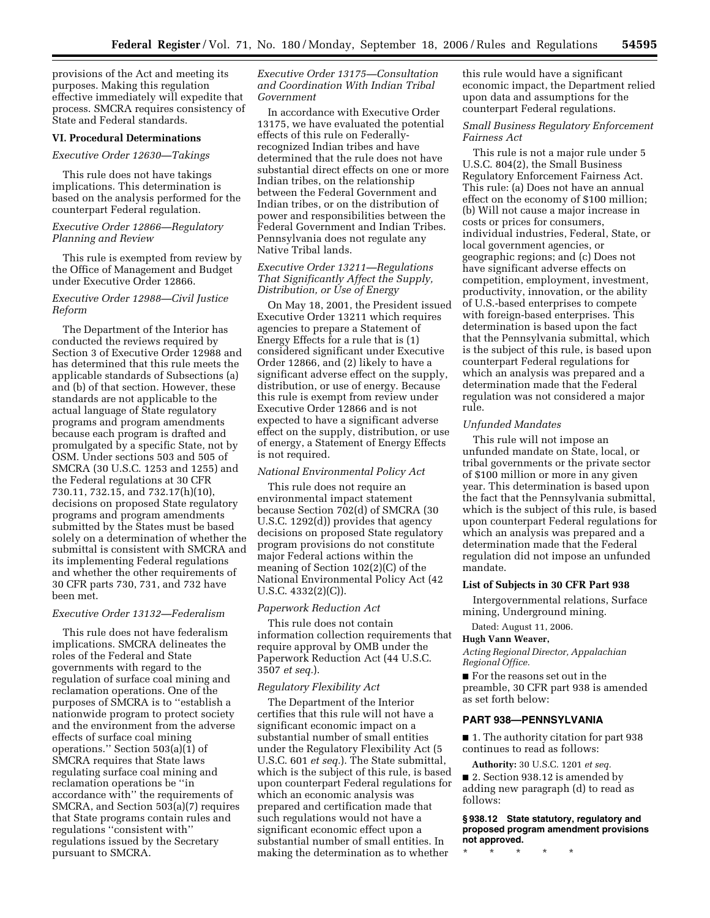provisions of the Act and meeting its purposes. Making this regulation effective immediately will expedite that process. SMCRA requires consistency of State and Federal standards.

## VI. Procedural Determinations

*Executive Order 12630—Takings*

This rule does not have takings implications. This determination is based on the analysis performed for the counterpart Federal regulation.

*Executive Order 12866—Regulatory Planning and Review*

This rule is exempted from review by the Office of Management and Budget under Executive Order 12866.

*Executive Order 12988—Civil Justice Reform*

The Department of the Interior has conducted the reviews required by Section 3 of Executive Order 12988 and has determined that this rule meets the applicable standards of Subsections (a) and (b) of that section. However, these standards are not applicable to the actual language of State regulatory programs and program amendments because each program is drafted and promulgated by a specific State, not by OSM. Under sections 503 and 505 of SMCRA (30 U.S.C. 1253 and 1255) and the Federal regulations at 30 CFR 730.11, 732.15, and 732.17(h)(10), decisions on proposed State regulatory programs and program amendments submitted by the States must be based solely on a determination of whether the submittal is consistent with SMCRA and its implementing Federal regulations and whether the other requirements of 30 CFR parts 730, 731, and 732 have been met.

*Executive Order 13132—Federalism*

This rule does not have federalism implications. SMCRA delineates the roles of the Federal and State governments with regard to the regulation of surface coal mining and reclamation operations. One of the purposes of SMCRA is to "establish a nationwide program to protect society and the environment from the adverse effects of surface coal mining operations." Section 503(a)(1) of SMCRA requires that State laws regulating surface coal mining and reclamation operations be "in accordance with" the requirements of SMCRA, and Section 503(a)(7) requires that State programs contain rules and regulations "consistent with" regulations issued by the Secretary pursuant to SMCRA.

*Executive Order 13175—Consultation and Coordination With Indian Tribal Government*

In accordance with Executive Order 13175, we have evaluated the potential effects of this rule on Federally-recognized Indian tribes and have determined that the rule does not have substantial direct effects on one or more Indian tribes, on the relationship between the Federal Government and Indian tribes, or on the distribution of power and responsibilities between the Federal Government and Indian Tribes. Pennsylvania does not regulate any Native Tribal lands.

*Executive Order 13211—Regulations That Significantly Affect the Supply, Distribution, or Use of Energy*

On May 18, 2001, the President issued Executive Order 13211 which requires agencies to prepare a Statement of Energy Effects for a rule that is (1) considered significant under Executive Order 12866, and (2) likely to have a significant adverse effect on the supply, distribution, or use of energy. Because this rule is exempt from review under Executive Order 12866 and is not expected to have a significant adverse effect on the supply, distribution, or use of energy, a Statement of Energy Effects is not required.

*National Environmental Policy Act*

This rule does not require an environmental impact statement because Section 702(d) of SMCRA (30 U.S.C. 1292(d)) provides that agency decisions on proposed State regulatory program provisions do not constitute major Federal actions within the meaning of Section 102(2)(C) of the National Environmental Policy Act (42 U.S.C. 4332(2)(C)).

*Paperwork Reduction Act*

This rule does not contain information collection requirements that require approval by OMB under the Paperwork Reduction Act (44 U.S.C. 3507 *et seq.*).

*Regulatory Flexibility Act*

The Department of the Interior certifies that this rule will not have a significant economic impact on a substantial number of small entities under the Regulatory Flexibility Act (5 U.S.C. 601 *et seq.*). The State submittal, which is the subject of this rule, is based upon counterpart Federal regulations for which an economic analysis was prepared and certification made that such regulations would not have a significant economic effect upon a substantial number of small entities. In making the determination as to whether this rule would have a significant economic impact, the Department relied upon data and assumptions for the counterpart Federal regulations.

*Small Business Regulatory Enforcement Fairness Act*

This rule is not a major rule under 5 U.S.C. 804(2), the Small Business Regulatory Enforcement Fairness Act. This rule: (a) Does not have an annual effect on the economy of $100 million; (b) Will not cause a major increase in costs or prices for consumers, individual industries, Federal, State, or local government agencies, or geographic regions; and (c) Does not have significant adverse effects on competition, employment, investment, productivity, innovation, or the ability of U.S.-based enterprises to compete with foreign-based enterprises. This determination is based upon the fact that the Pennsylvania submittal, which is the subject of this rule, is based upon counterpart Federal regulations for which an analysis was prepared and a determination made that the Federal regulation was not considered a major rule.

*Unfunded Mandates*

This rule will not impose an unfunded mandate on State, local, or tribal governments or the private sector of $100 million or more in any given year. This determination is based upon the fact that the Pennsylvania submittal, which is the subject of this rule, is based upon counterpart Federal regulations for which an analysis was prepared and a determination made that the Federal regulation did not impose an unfunded mandate.

**List of Subjects in 30 CFR Part 938**

Intergovernmental relations, Surface mining, Underground mining.

Dated: August 11, 2006.

**Hugh Vann Weaver,**

*Acting Regional Director, Appalachian Regional Office.*

■ For the reasons set out in the preamble, 30 CFR part 938 is amended as set forth below:

## PART 938—PENNSYLVANIA

■ 1. The authority citation for part 938 continues to read as follows:

**Authority:** 30 U.S.C. 1201 *et seq.*

■ 2. Section 938.12 is amended by adding new paragraph (d) to read as follows:

**§ 938.12 State statutory, regulatory and proposed program amendment provisions not approved.**

\* \* \* \* \*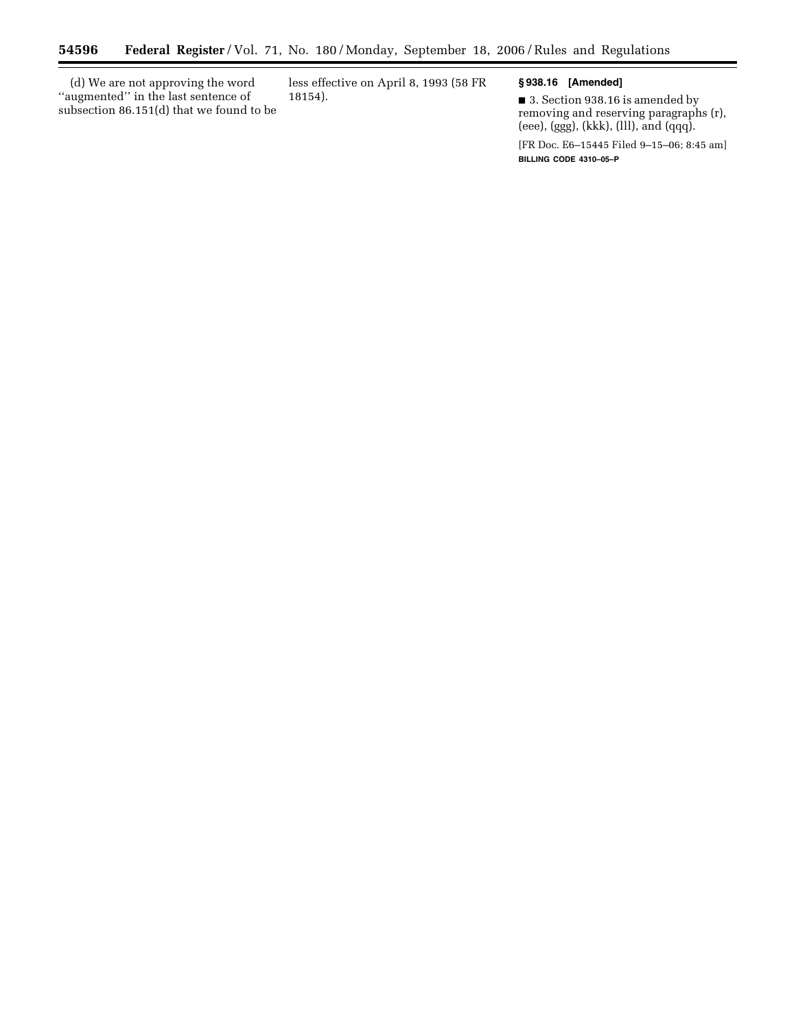(d) We are not approving the word ''augmented'' in the last sentence of subsection 86.151(d) that we found to be less effective on April 8, 1993 (58 FR 18154).

### § 938.16 [Amended]

■ 3. Section 938.16 is amended by removing and reserving paragraphs (r), (eee), (ggg), (kkk), (lll), and (qqq).

[FR Doc. E6–15445 Filed 9–15–06; 8:45 am]

**BILLING CODE 4310–05–P**